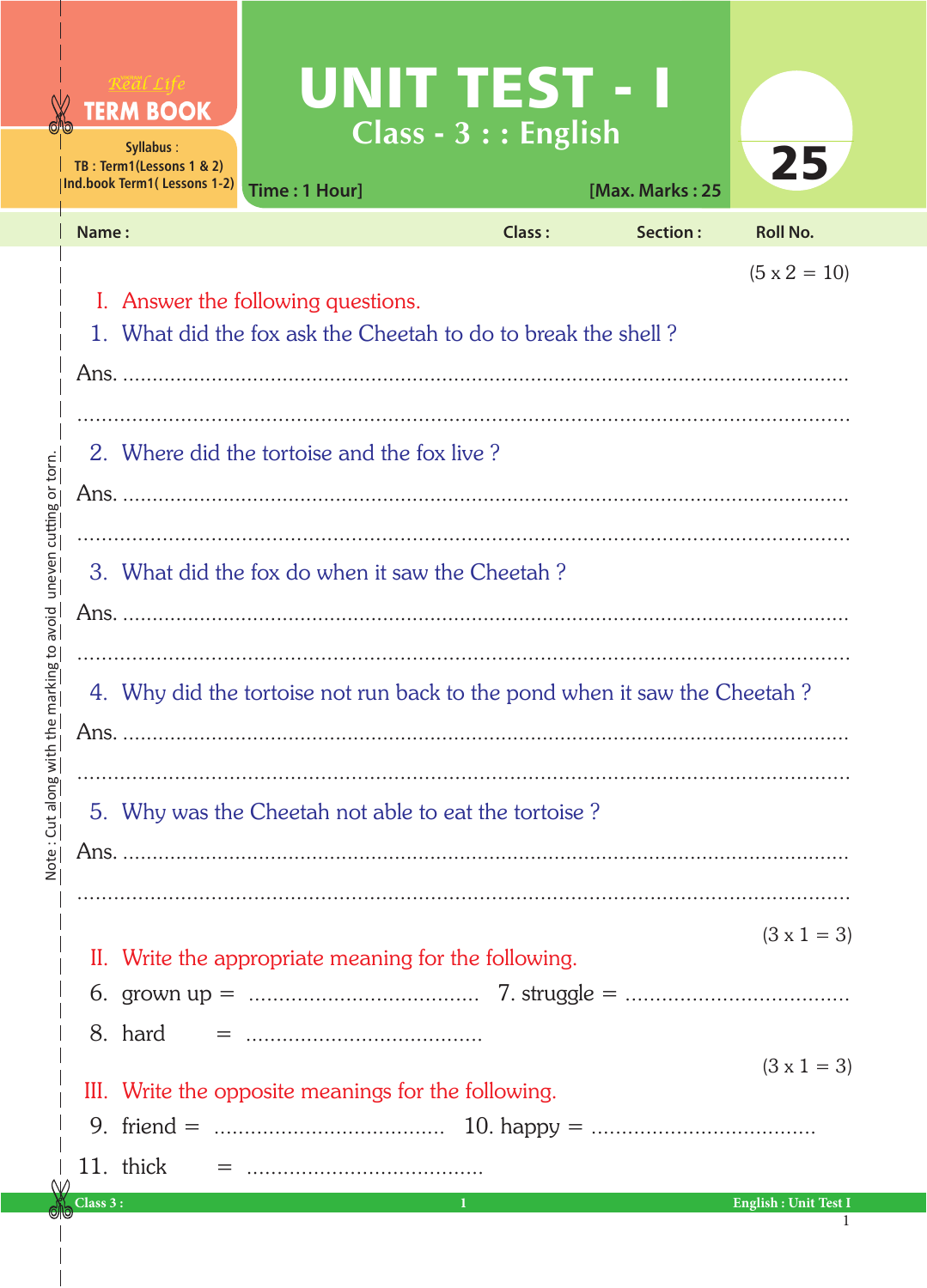Real Life **TERM BOOK**

Syllabus :
TB : Term1(Lessons 1 & 2)
Ind.book Term1( Lessons 1-2)

# UNIT TEST - I

## Class - 3 : : English

Time : 1 Hour] [Max. Marks : 25

25

Name : Class : Section : Roll No.

(5 x 2 = 10)

**I. Answer the following questions.**

1. What did the fox ask the Cheetah to do to break the shell ?

Ans. ..........................................................................................................................

..........................................................................................................................

2. Where did the tortoise and the fox live ?

Ans. ..........................................................................................................................

..........................................................................................................................

3. What did the fox do when it saw the Cheetah ?

Ans. ..........................................................................................................................

..........................................................................................................................

4. Why did the tortoise not run back to the pond when it saw the Cheetah ?

Ans. ..........................................................................................................................

..........................................................................................................................

5. Why was the Cheetah not able to eat the tortoise ?

Ans. ..........................................................................................................................

..........................................................................................................................

(3 x 1 = 3)

**II. Write the appropriate meaning for the following.**

6. grown up = ...................................... 7. struggle = ....................................

8. hard = ......................................

(3 x 1 = 3)

**III. Write the opposite meanings for the following.**

9. friend = ...................................... 10. happy = ....................................

11. thick = ......................................

Note : Cut along with the marking to avoid uneven cutting or torn.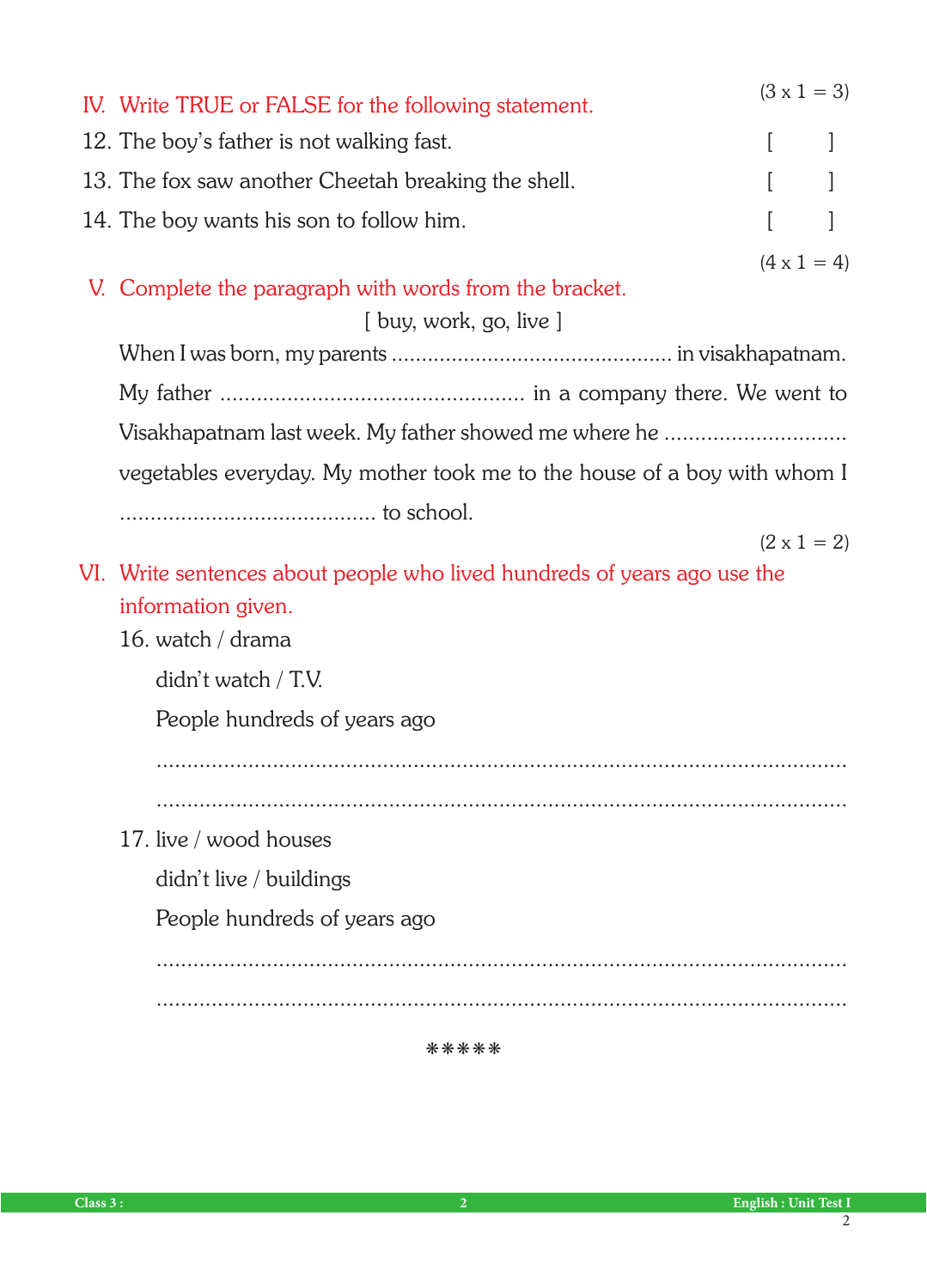## IV. Write TRUE or FALSE for the following statement. (3 x 1 = 3)

12. The boy's father is not walking fast. [ ]
13. The fox saw another Cheetah breaking the shell. [ ]
14. The boy wants his son to follow him. [ ]

(4 x 1 = 4)

## V. Complete the paragraph with words from the bracket.

[ buy, work, go, live ]

When I was born, my parents .............................................. in visakhapatnam. My father ................................................. in a company there. We went to Visakhapatnam last week. My father showed me where he ............................. vegetables everyday. My mother took me to the house of a boy with whom I .......................................... to school.

(2 x 1 = 2)

## VI. Write sentences about people who lived hundreds of years ago use the information given.

16. watch / drama

    didn't watch / T.V.

    People hundreds of years ago

    ..........................................................................................................

    ..........................................................................................................

17. live / wood houses

    didn't live / buildings

    People hundreds of years ago

    ..........................................................................................................

    ..........................................................................................................

*****